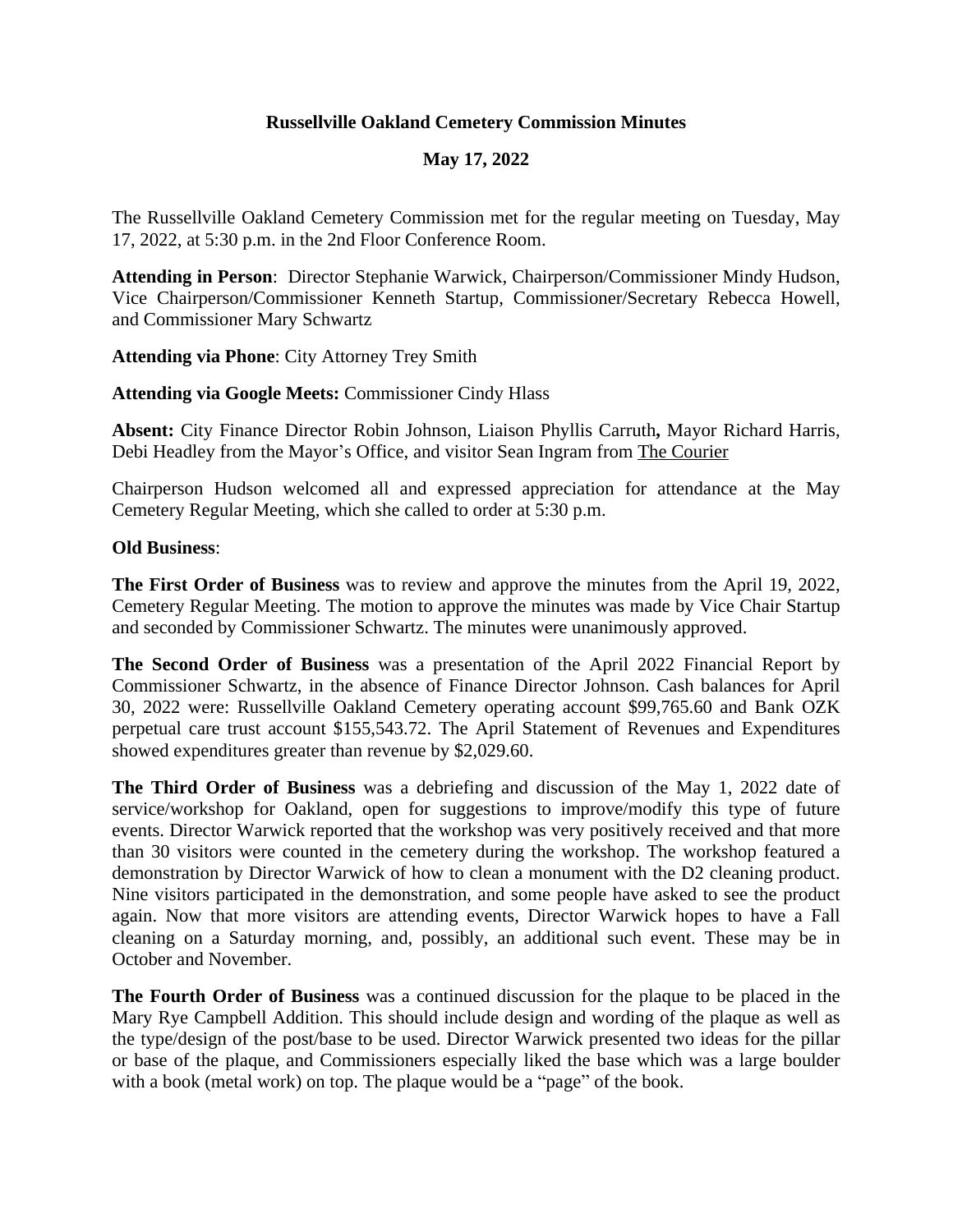**Russellville Oakland Cemetery Commission Minutes**

**May 17, 2022**

The Russellville Oakland Cemetery Commission met for the regular meeting on Tuesday, May 17, 2022, at 5:30 p.m. in the 2nd Floor Conference Room.

**Attending in Person**: Director Stephanie Warwick, Chairperson/Commissioner Mindy Hudson, Vice Chairperson/Commissioner Kenneth Startup, Commissioner/Secretary Rebecca Howell, and Commissioner Mary Schwartz

**Attending via Phone**: City Attorney Trey Smith

**Attending via Google Meets:** Commissioner Cindy Hlass

**Absent:** City Finance Director Robin Johnson, Liaison Phyllis Carruth**,** Mayor Richard Harris, Debi Headley from the Mayor's Office, and visitor Sean Ingram from The Courier

Chairperson Hudson welcomed all and expressed appreciation for attendance at the May Cemetery Regular Meeting, which she called to order at 5:30 p.m.

**Old Business**:

**The First Order of Business** was to review and approve the minutes from the April 19, 2022, Cemetery Regular Meeting. The motion to approve the minutes was made by Vice Chair Startup and seconded by Commissioner Schwartz. The minutes were unanimously approved.

**The Second Order of Business** was a presentation of the April 2022 Financial Report by Commissioner Schwartz, in the absence of Finance Director Johnson. Cash balances for April 30, 2022 were: Russellville Oakland Cemetery operating account $99,765.60 and Bank OZK perpetual care trust account $155,543.72. The April Statement of Revenues and Expenditures showed expenditures greater than revenue by $2,029.60.

**The Third Order of Business** was a debriefing and discussion of the May 1, 2022 date of service/workshop for Oakland, open for suggestions to improve/modify this type of future events. Director Warwick reported that the workshop was very positively received and that more than 30 visitors were counted in the cemetery during the workshop. The workshop featured a demonstration by Director Warwick of how to clean a monument with the D2 cleaning product. Nine visitors participated in the demonstration, and some people have asked to see the product again. Now that more visitors are attending events, Director Warwick hopes to have a Fall cleaning on a Saturday morning, and, possibly, an additional such event. These may be in October and November.

**The Fourth Order of Business** was a continued discussion for the plaque to be placed in the Mary Rye Campbell Addition. This should include design and wording of the plaque as well as the type/design of the post/base to be used. Director Warwick presented two ideas for the pillar or base of the plaque, and Commissioners especially liked the base which was a large boulder with a book (metal work) on top. The plaque would be a "page" of the book.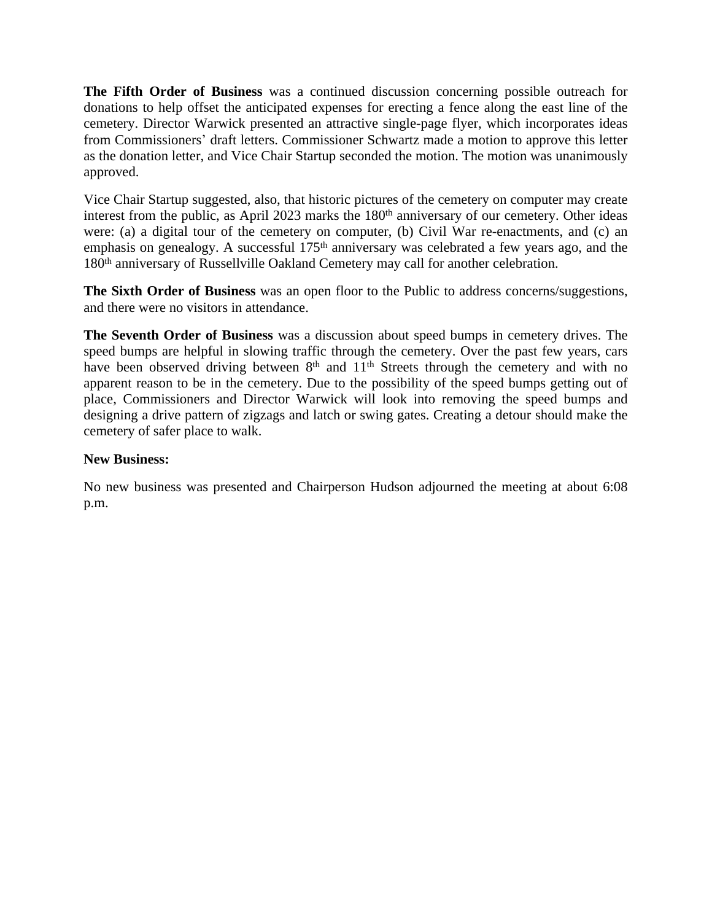**The Fifth Order of Business** was a continued discussion concerning possible outreach for donations to help offset the anticipated expenses for erecting a fence along the east line of the cemetery. Director Warwick presented an attractive single-page flyer, which incorporates ideas from Commissioners' draft letters. Commissioner Schwartz made a motion to approve this letter as the donation letter, and Vice Chair Startup seconded the motion. The motion was unanimously approved.

Vice Chair Startup suggested, also, that historic pictures of the cemetery on computer may create interest from the public, as April 2023 marks the 180th anniversary of our cemetery. Other ideas were: (a) a digital tour of the cemetery on computer, (b) Civil War re-enactments, and (c) an emphasis on genealogy. A successful 175th anniversary was celebrated a few years ago, and the 180th anniversary of Russellville Oakland Cemetery may call for another celebration.

**The Sixth Order of Business** was an open floor to the Public to address concerns/suggestions, and there were no visitors in attendance.

**The Seventh Order of Business** was a discussion about speed bumps in cemetery drives. The speed bumps are helpful in slowing traffic through the cemetery. Over the past few years, cars have been observed driving between 8th and 11th Streets through the cemetery and with no apparent reason to be in the cemetery. Due to the possibility of the speed bumps getting out of place, Commissioners and Director Warwick will look into removing the speed bumps and designing a drive pattern of zigzags and latch or swing gates. Creating a detour should make the cemetery of safer place to walk.

**New Business:**

No new business was presented and Chairperson Hudson adjourned the meeting at about 6:08 p.m.